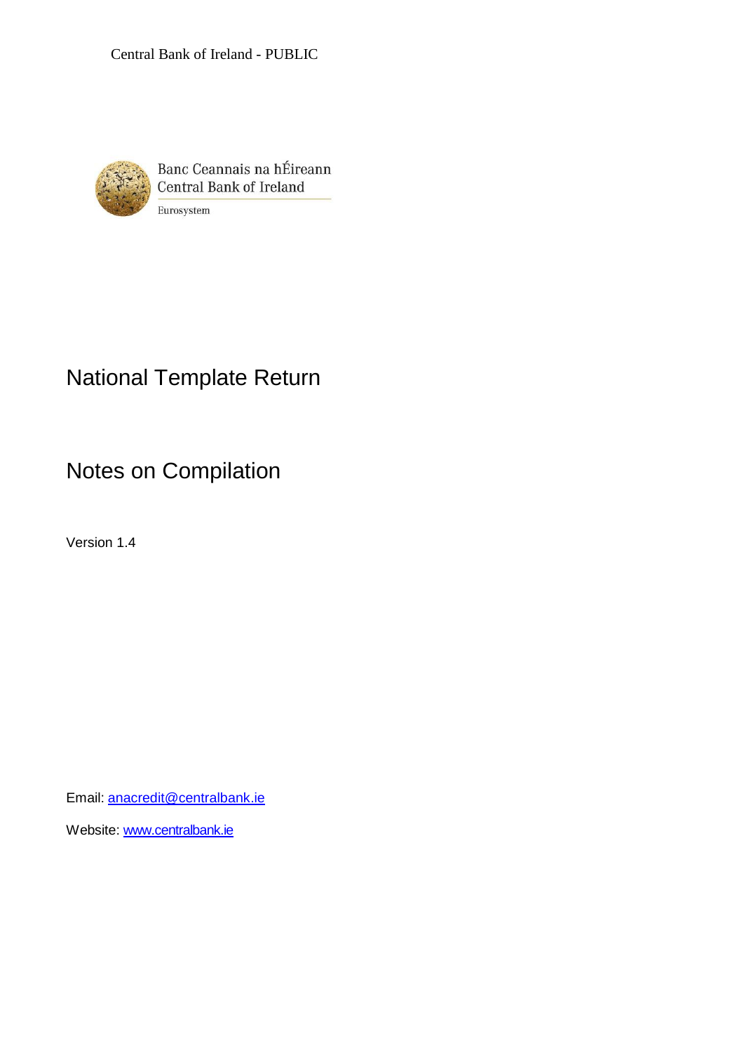Central Bank of Ireland - PUBLIC

Banc Ceannais na hÉireann
Central Bank of Ireland
Eurosystem

# National Template Return

# Notes on Compilation

Version 1.4

Email: [anacredit@centralbank.ie](mailto:anacredit@centralbank.ie)

Website: [www.centralbank.ie](http://www.centralbank.ie)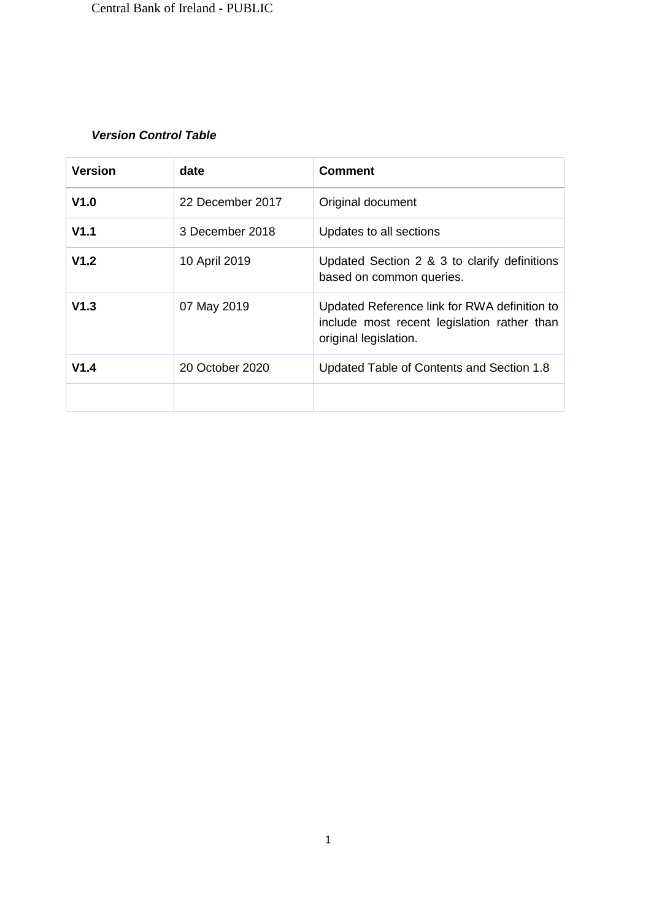***Version Control Table***

| **Version** | **date** | **Comment** |
|---|---|---|
| **V1.0** | 22 December 2017 | Original document |
| **V1.1** | 3 December 2018 | Updates to all sections |
| **V1.2** | 10 April 2019 | Updated Section 2 & 3 to clarify definitions based on common queries. |
| **V1.3** | 07 May 2019 | Updated Reference link for RWA definition to include most recent legislation rather than original legislation. |
| **V1.4** | 20 October 2020 | Updated Table of Contents and Section 1.8 |
| | | |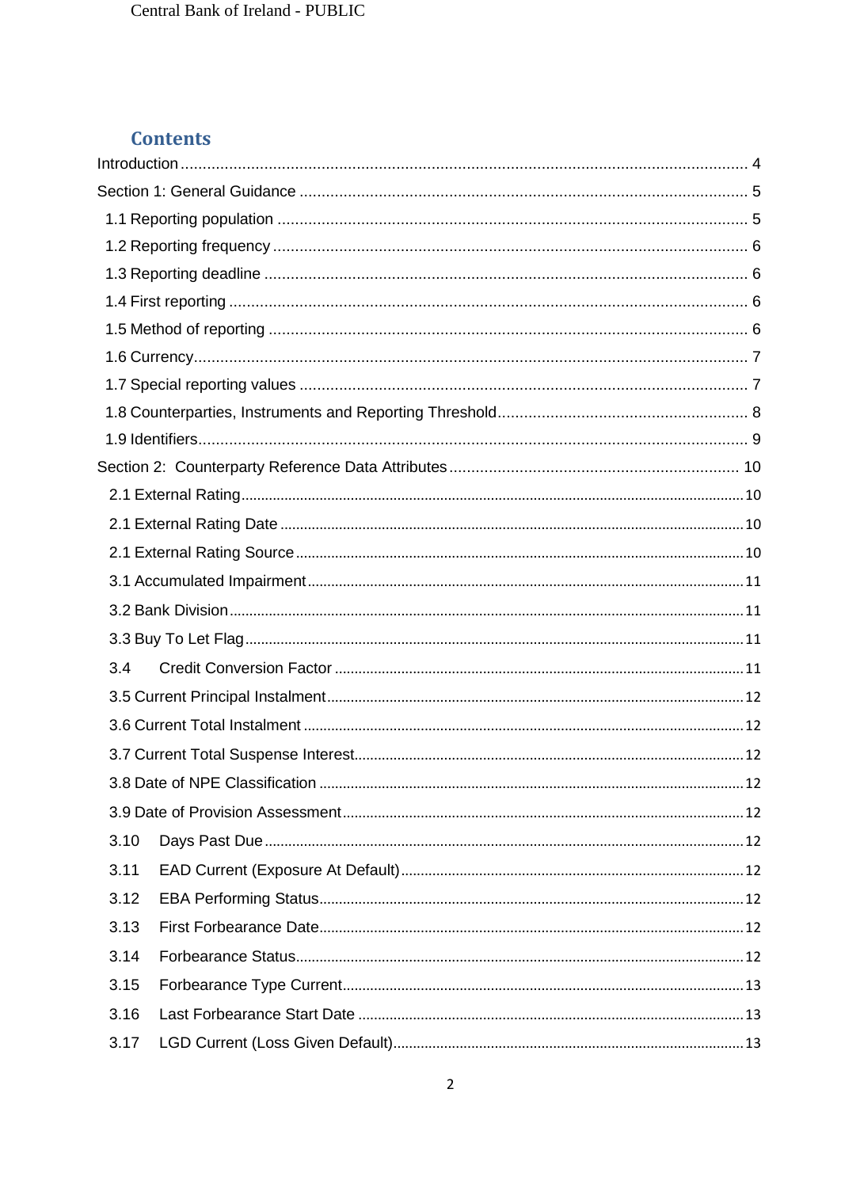## Contents

Introduction ........ 4

Section 1: General Guidance ........ 5

- 1.1 Reporting population ........ 5
- 1.2 Reporting frequency ........ 6
- 1.3 Reporting deadline ........ 6
- 1.4 First reporting ........ 6
- 1.5 Method of reporting ........ 6
- 1.6 Currency ........ 7
- 1.7 Special reporting values ........ 7
- 1.8 Counterparties, Instruments and Reporting Threshold ........ 8
- 1.9 Identifiers ........ 9

Section 2: Counterparty Reference Data Attributes ........ 10

- 2.1 External Rating ........ 10
- 2.1 External Rating Date ........ 10
- 2.1 External Rating Source ........ 10
- 3.1 Accumulated Impairment ........ 11
- 3.2 Bank Division ........ 11
- 3.3 Buy To Let Flag ........ 11
- 3.4 Credit Conversion Factor ........ 11
- 3.5 Current Principal Instalment ........ 12
- 3.6 Current Total Instalment ........ 12
- 3.7 Current Total Suspense Interest ........ 12
- 3.8 Date of NPE Classification ........ 12
- 3.9 Date of Provision Assessment ........ 12
- 3.10 Days Past Due ........ 12
- 3.11 EAD Current (Exposure At Default) ........ 12
- 3.12 EBA Performing Status ........ 12
- 3.13 First Forbearance Date ........ 12
- 3.14 Forbearance Status ........ 12
- 3.15 Forbearance Type Current ........ 13
- 3.16 Last Forbearance Start Date ........ 13
- 3.17 LGD Current (Loss Given Default) ........ 13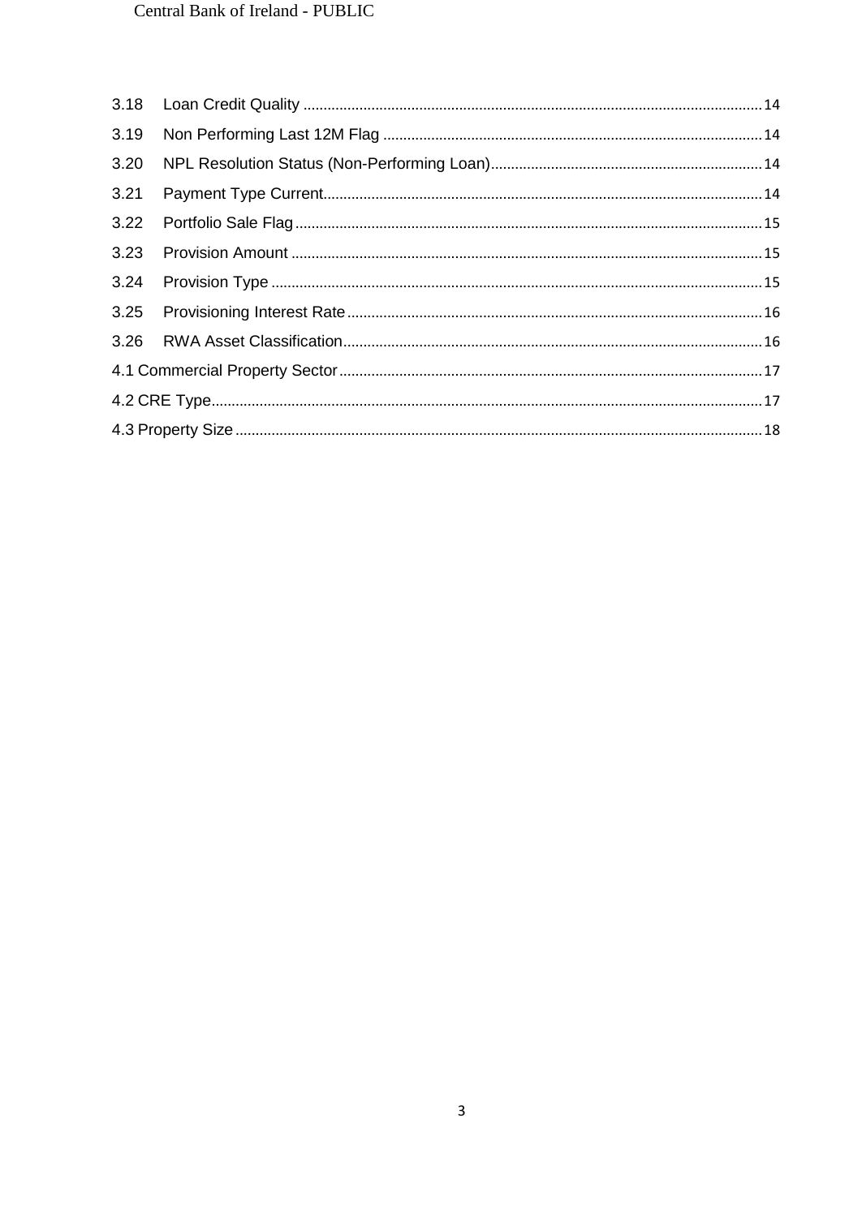3.18 Loan Credit Quality ........ 14
3.19 Non Performing Last 12M Flag ........ 14
3.20 NPL Resolution Status (Non-Performing Loan) ........ 14
3.21 Payment Type Current ........ 14
3.22 Portfolio Sale Flag ........ 15
3.23 Provision Amount ........ 15
3.24 Provision Type ........ 15
3.25 Provisioning Interest Rate ........ 16
3.26 RWA Asset Classification ........ 16
4.1 Commercial Property Sector ........ 17
4.2 CRE Type ........ 17
4.3 Property Size ........ 18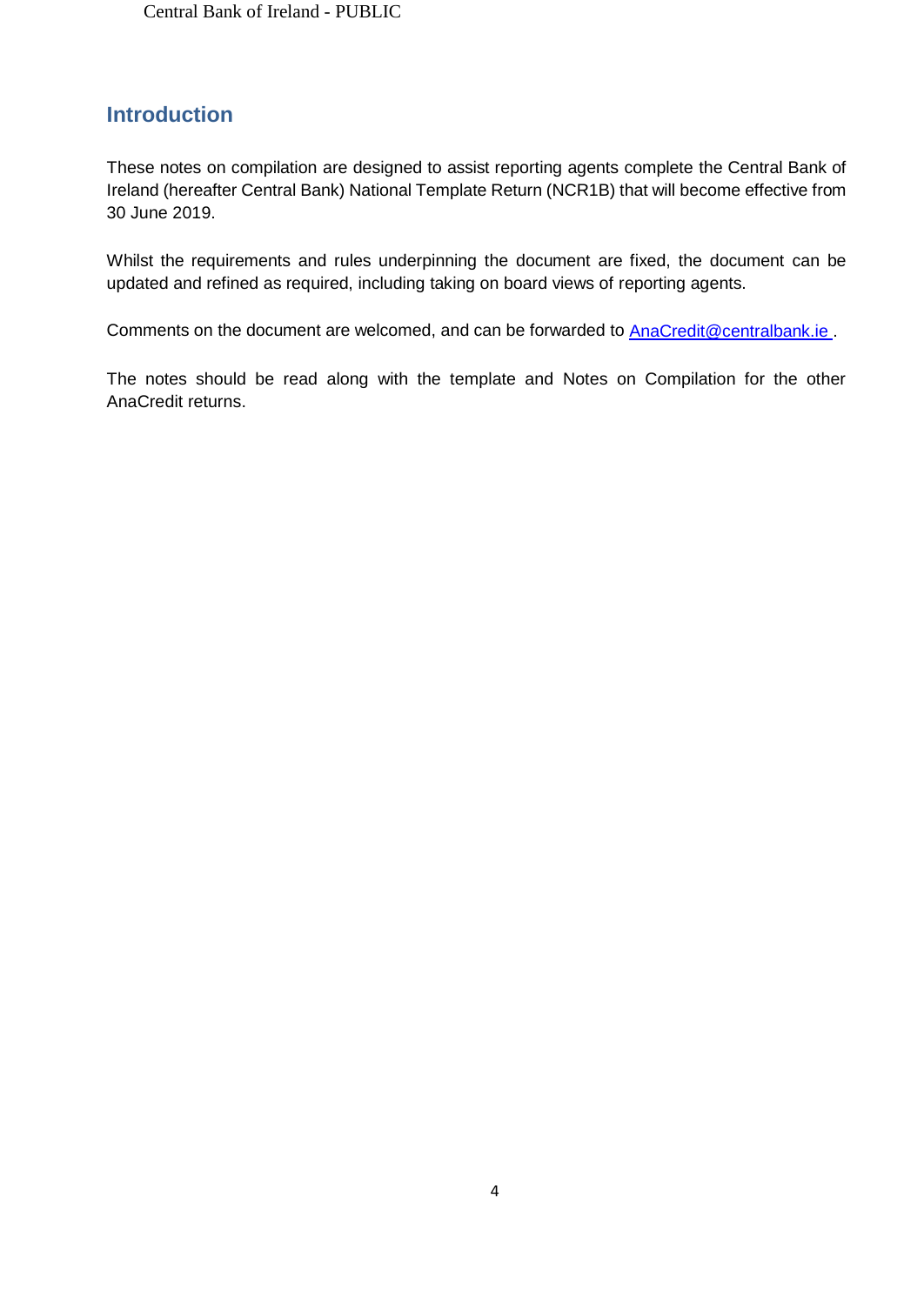## Introduction

These notes on compilation are designed to assist reporting agents complete the Central Bank of Ireland (hereafter Central Bank) National Template Return (NCR1B) that will become effective from 30 June 2019.

Whilst the requirements and rules underpinning the document are fixed, the document can be updated and refined as required, including taking on board views of reporting agents.

Comments on the document are welcomed, and can be forwarded to AnaCredit@centralbank.ie .

The notes should be read along with the template and Notes on Compilation for the other AnaCredit returns.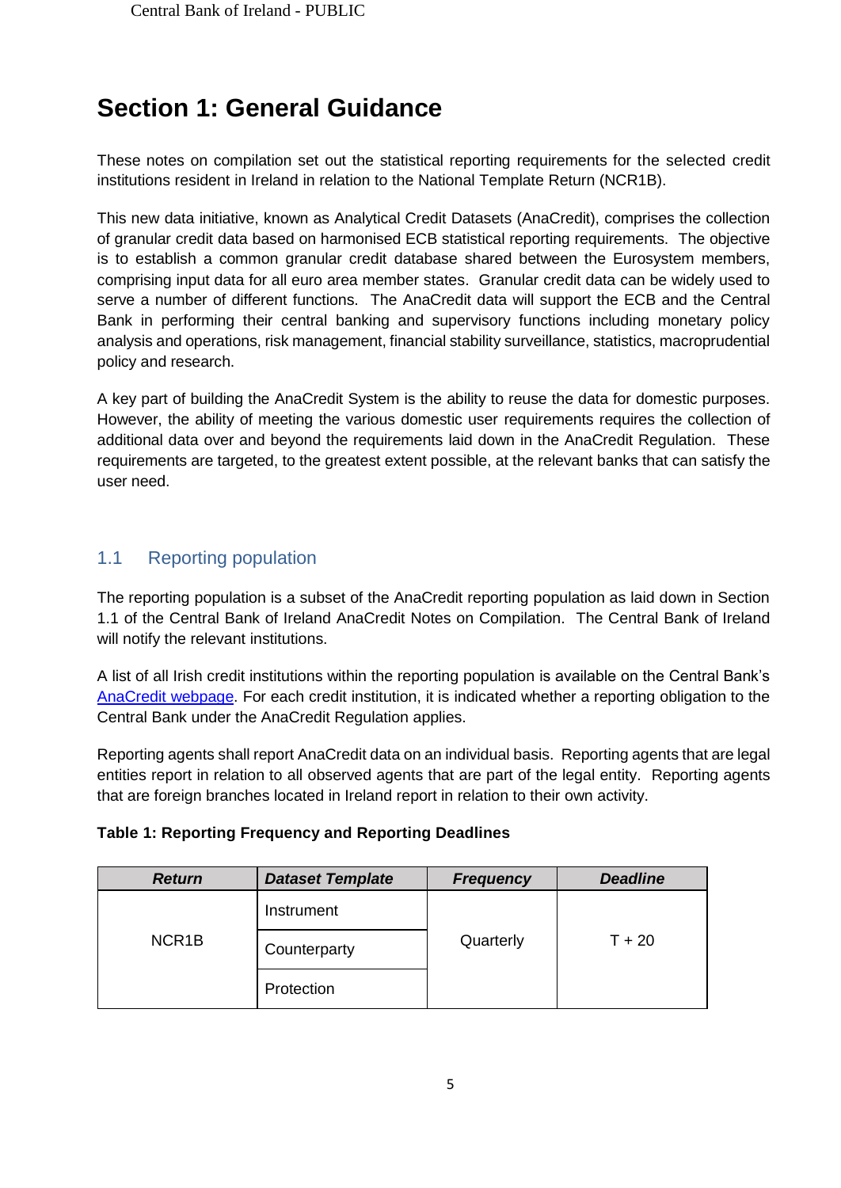# Section 1: General Guidance

These notes on compilation set out the statistical reporting requirements for the selected credit institutions resident in Ireland in relation to the National Template Return (NCR1B).

This new data initiative, known as Analytical Credit Datasets (AnaCredit), comprises the collection of granular credit data based on harmonised ECB statistical reporting requirements. The objective is to establish a common granular credit database shared between the Eurosystem members, comprising input data for all euro area member states. Granular credit data can be widely used to serve a number of different functions. The AnaCredit data will support the ECB and the Central Bank in performing their central banking and supervisory functions including monetary policy analysis and operations, risk management, financial stability surveillance, statistics, macroprudential policy and research.

A key part of building the AnaCredit System is the ability to reuse the data for domestic purposes. However, the ability of meeting the various domestic user requirements requires the collection of additional data over and beyond the requirements laid down in the AnaCredit Regulation. These requirements are targeted, to the greatest extent possible, at the relevant banks that can satisfy the user need.

## 1.1 Reporting population

The reporting population is a subset of the AnaCredit reporting population as laid down in Section 1.1 of the Central Bank of Ireland AnaCredit Notes on Compilation. The Central Bank of Ireland will notify the relevant institutions.

A list of all Irish credit institutions within the reporting population is available on the Central Bank's AnaCredit webpage. For each credit institution, it is indicated whether a reporting obligation to the Central Bank under the AnaCredit Regulation applies.

Reporting agents shall report AnaCredit data on an individual basis. Reporting agents that are legal entities report in relation to all observed agents that are part of the legal entity. Reporting agents that are foreign branches located in Ireland report in relation to their own activity.

**Table 1: Reporting Frequency and Reporting Deadlines**

| Return | Dataset Template | Frequency | Deadline |
|---|---|---|---|
| NCR1B | Instrument | Quarterly | T + 20 |
| | Counterparty | | |
| | Protection | | |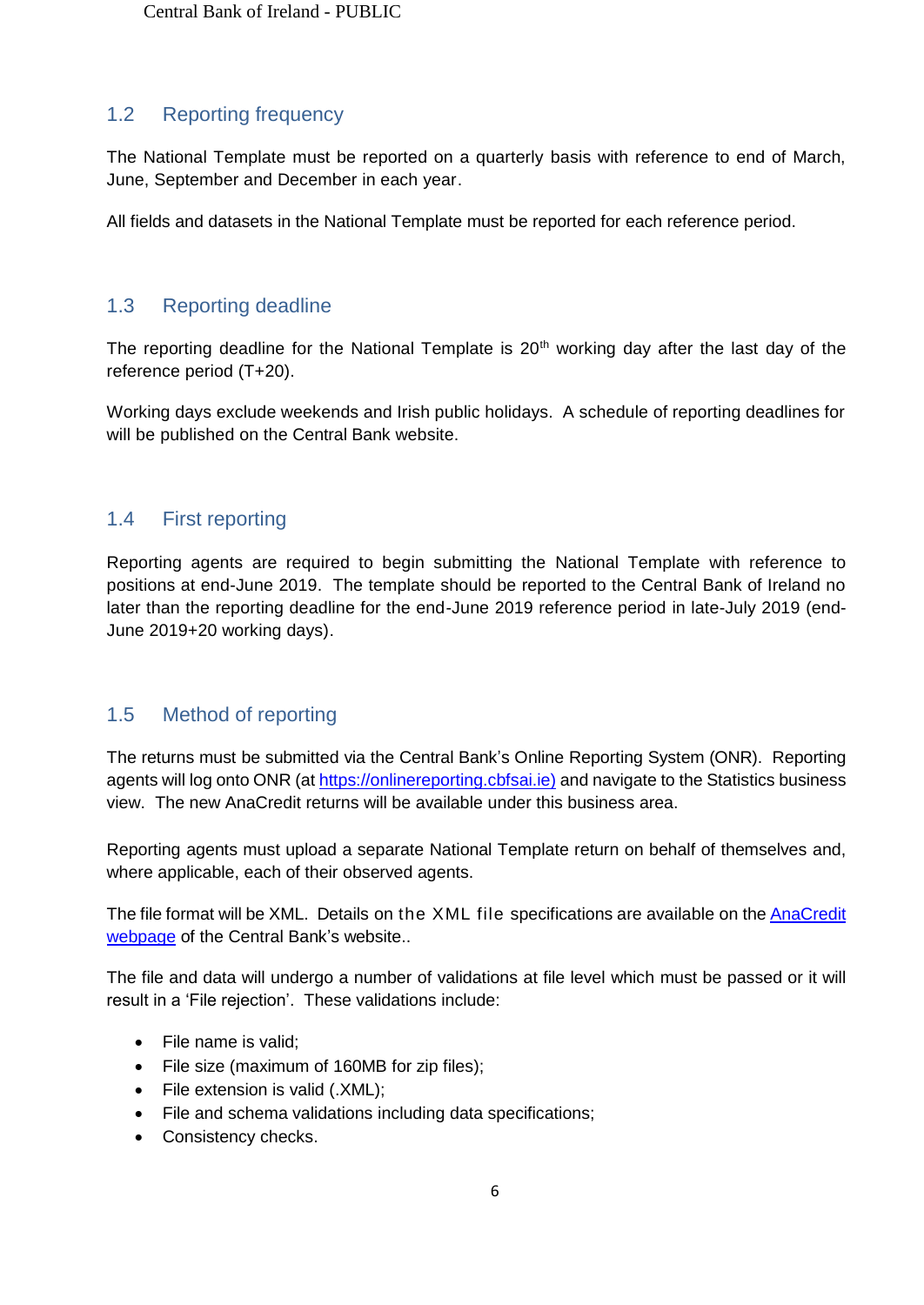## 1.2 Reporting frequency

The National Template must be reported on a quarterly basis with reference to end of March, June, September and December in each year.

All fields and datasets in the National Template must be reported for each reference period.

## 1.3 Reporting deadline

The reporting deadline for the National Template is 20th working day after the last day of the reference period (T+20).

Working days exclude weekends and Irish public holidays. A schedule of reporting deadlines for will be published on the Central Bank website.

## 1.4 First reporting

Reporting agents are required to begin submitting the National Template with reference to positions at end-June 2019. The template should be reported to the Central Bank of Ireland no later than the reporting deadline for the end-June 2019 reference period in late-July 2019 (end-June 2019+20 working days).

## 1.5 Method of reporting

The returns must be submitted via the Central Bank's Online Reporting System (ONR). Reporting agents will log onto ONR (at https://onlinereporting.cbfsai.ie) and navigate to the Statistics business view. The new AnaCredit returns will be available under this business area.

Reporting agents must upload a separate National Template return on behalf of themselves and, where applicable, each of their observed agents.

The file format will be XML. Details on the XML file specifications are available on the AnaCredit webpage of the Central Bank's website..

The file and data will undergo a number of validations at file level which must be passed or it will result in a 'File rejection'. These validations include:

- File name is valid;
- File size (maximum of 160MB for zip files);
- File extension is valid (.XML);
- File and schema validations including data specifications;
- Consistency checks.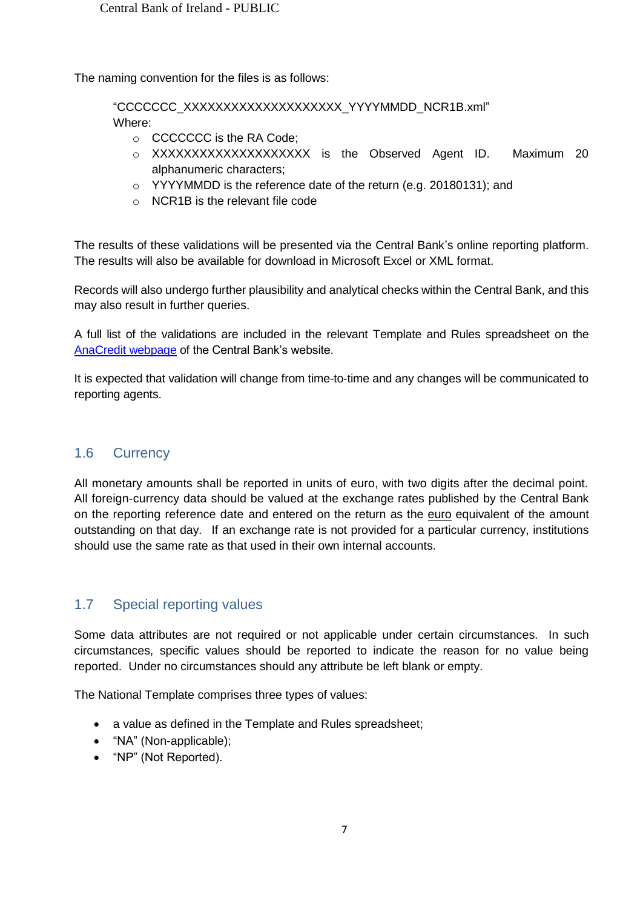The naming convention for the files is as follows:

> "CCCCCCC_XXXXXXXXXXXXXXXXXXXX_YYYYMMDD_NCR1B.xml"
> Where:
> - CCCCCCC is the RA Code;
> - XXXXXXXXXXXXXXXXXXXX is the Observed Agent ID. Maximum 20 alphanumeric characters;
> - YYYYMMDD is the reference date of the return (e.g. 20180131); and
> - NCR1B is the relevant file code

The results of these validations will be presented via the Central Bank's online reporting platform. The results will also be available for download in Microsoft Excel or XML format.

Records will also undergo further plausibility and analytical checks within the Central Bank, and this may also result in further queries.

A full list of the validations are included in the relevant Template and Rules spreadsheet on the AnaCredit webpage of the Central Bank's website.

It is expected that validation will change from time-to-time and any changes will be communicated to reporting agents.

## 1.6 Currency

All monetary amounts shall be reported in units of euro, with two digits after the decimal point. All foreign-currency data should be valued at the exchange rates published by the Central Bank on the reporting reference date and entered on the return as the euro equivalent of the amount outstanding on that day. If an exchange rate is not provided for a particular currency, institutions should use the same rate as that used in their own internal accounts.

## 1.7 Special reporting values

Some data attributes are not required or not applicable under certain circumstances. In such circumstances, specific values should be reported to indicate the reason for no value being reported. Under no circumstances should any attribute be left blank or empty.

The National Template comprises three types of values:

- a value as defined in the Template and Rules spreadsheet;
- "NA" (Non-applicable);
- "NP" (Not Reported).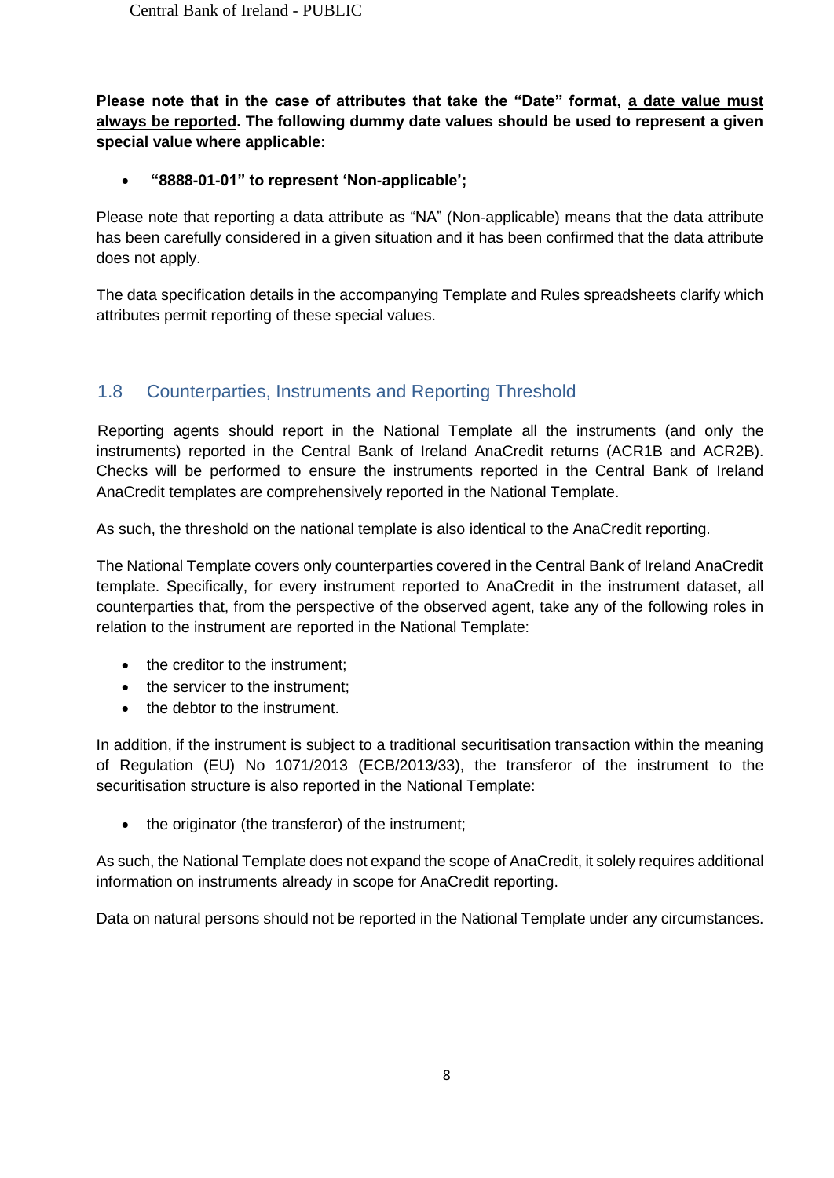**Please note that in the case of attributes that take the "Date" format, <u>a date value must always be reported</u>. The following dummy date values should be used to represent a given special value where applicable:**

- **"8888-01-01" to represent 'Non-applicable';**

Please note that reporting a data attribute as "NA" (Non-applicable) means that the data attribute has been carefully considered in a given situation and it has been confirmed that the data attribute does not apply.

The data specification details in the accompanying Template and Rules spreadsheets clarify which attributes permit reporting of these special values.

## 1.8 Counterparties, Instruments and Reporting Threshold

Reporting agents should report in the National Template all the instruments (and only the instruments) reported in the Central Bank of Ireland AnaCredit returns (ACR1B and ACR2B). Checks will be performed to ensure the instruments reported in the Central Bank of Ireland AnaCredit templates are comprehensively reported in the National Template.

As such, the threshold on the national template is also identical to the AnaCredit reporting.

The National Template covers only counterparties covered in the Central Bank of Ireland AnaCredit template. Specifically, for every instrument reported to AnaCredit in the instrument dataset, all counterparties that, from the perspective of the observed agent, take any of the following roles in relation to the instrument are reported in the National Template:

- the creditor to the instrument;
- the servicer to the instrument;
- the debtor to the instrument.

In addition, if the instrument is subject to a traditional securitisation transaction within the meaning of Regulation (EU) No 1071/2013 (ECB/2013/33), the transferor of the instrument to the securitisation structure is also reported in the National Template:

- the originator (the transferor) of the instrument;

As such, the National Template does not expand the scope of AnaCredit, it solely requires additional information on instruments already in scope for AnaCredit reporting.

Data on natural persons should not be reported in the National Template under any circumstances.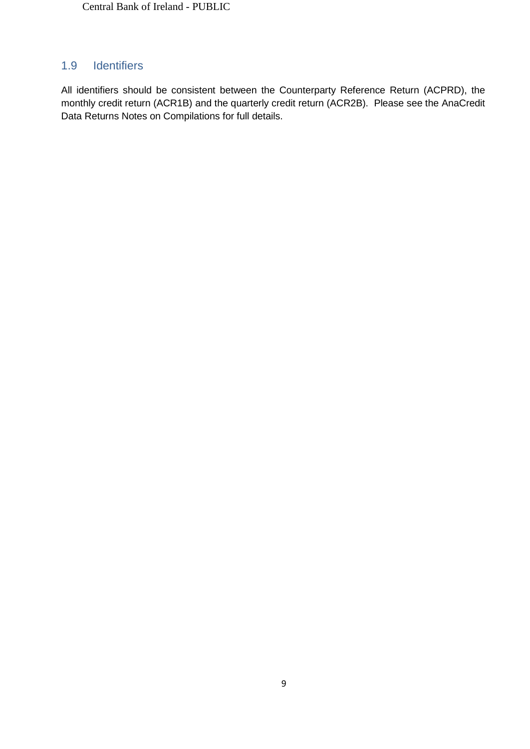## 1.9 Identifiers

All identifiers should be consistent between the Counterparty Reference Return (ACPRD), the monthly credit return (ACR1B) and the quarterly credit return (ACR2B). Please see the AnaCredit Data Returns Notes on Compilations for full details.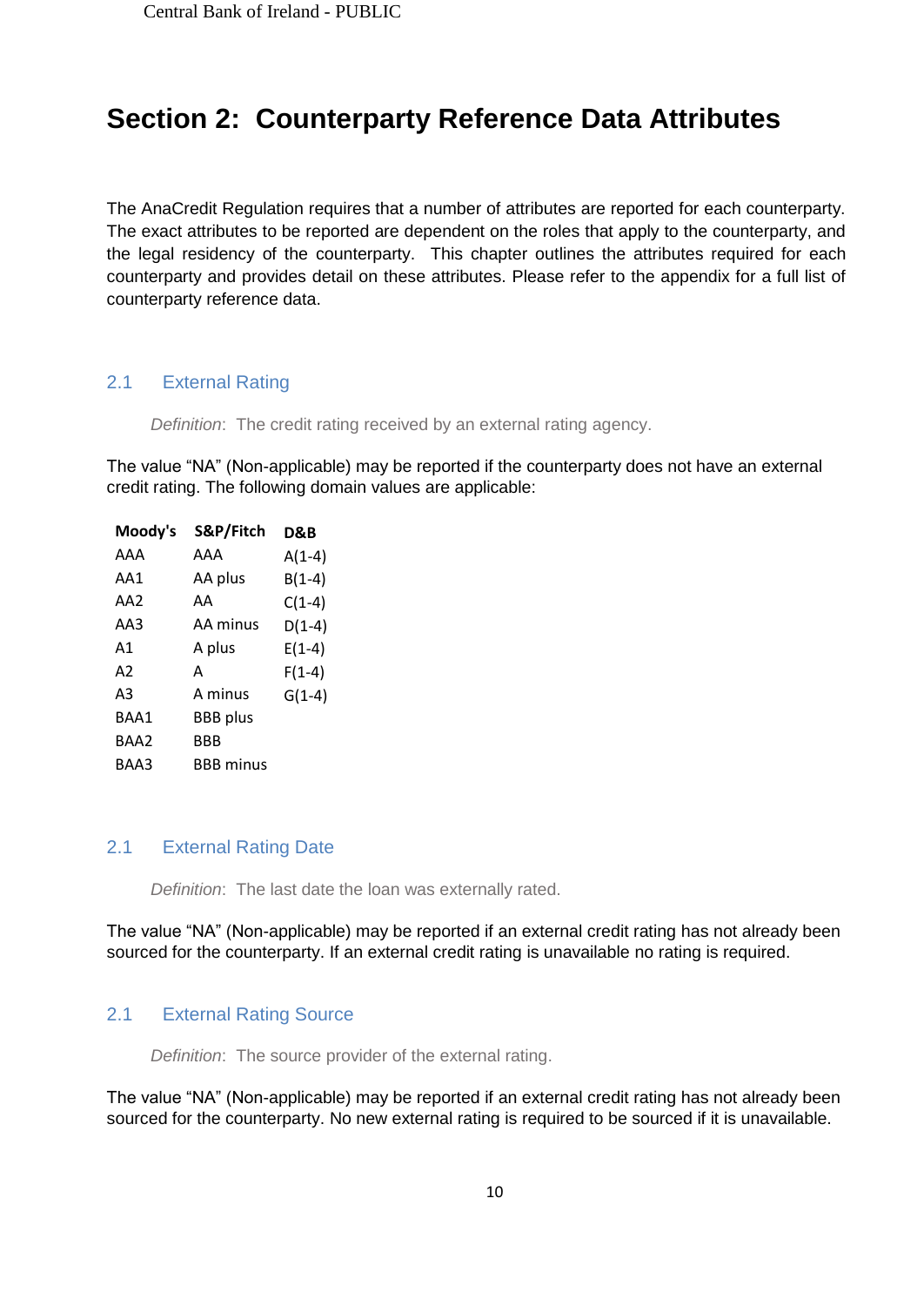# Section 2: Counterparty Reference Data Attributes

The AnaCredit Regulation requires that a number of attributes are reported for each counterparty. The exact attributes to be reported are dependent on the roles that apply to the counterparty, and the legal residency of the counterparty. This chapter outlines the attributes required for each counterparty and provides detail on these attributes. Please refer to the appendix for a full list of counterparty reference data.

## 2.1 External Rating

*Definition*: The credit rating received by an external rating agency.

The value "NA" (Non-applicable) may be reported if the counterparty does not have an external credit rating. The following domain values are applicable:

| Moody's | S&P/Fitch | D&B |
|---|---|---|
| AAA | AAA | A(1-4) |
| AA1 | AA plus | B(1-4) |
| AA2 | AA | C(1-4) |
| AA3 | AA minus | D(1-4) |
| A1 | A plus | E(1-4) |
| A2 | A | F(1-4) |
| A3 | A minus | G(1-4) |
| BAA1 | BBB plus | |
| BAA2 | BBB | |
| BAA3 | BBB minus | |

## 2.1 External Rating Date

*Definition*: The last date the loan was externally rated.

The value "NA" (Non-applicable) may be reported if an external credit rating has not already been sourced for the counterparty. If an external credit rating is unavailable no rating is required.

## 2.1 External Rating Source

*Definition*: The source provider of the external rating.

The value "NA" (Non-applicable) may be reported if an external credit rating has not already been sourced for the counterparty. No new external rating is required to be sourced if it is unavailable.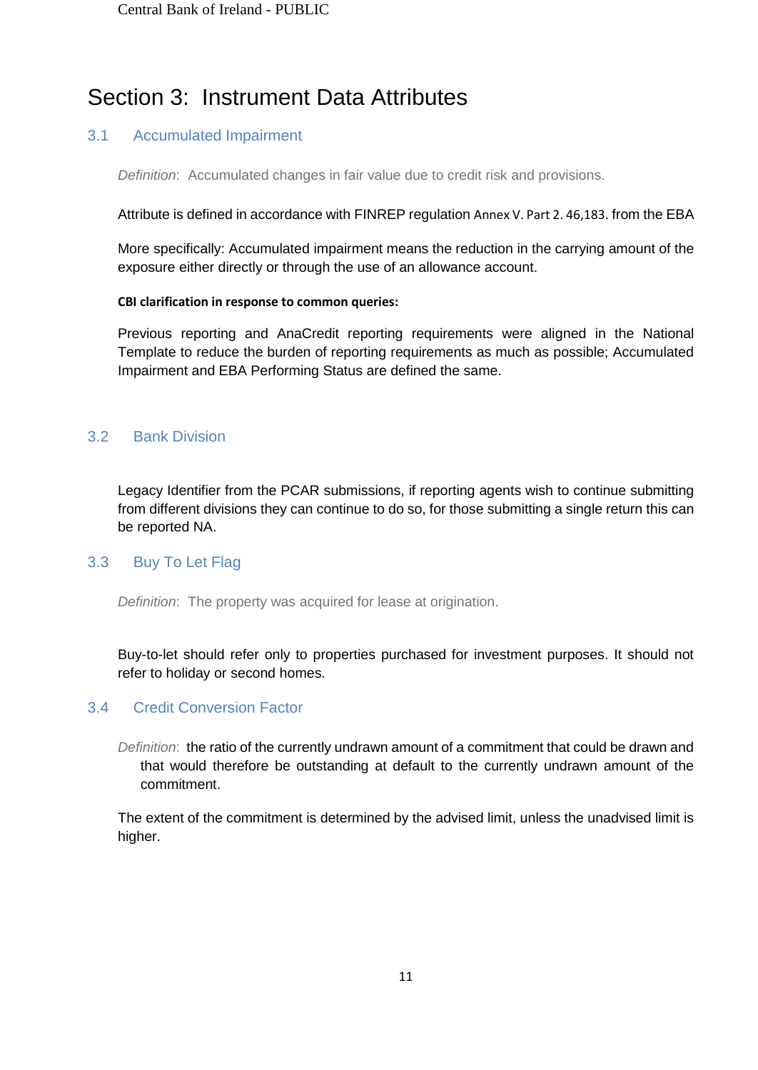# Section 3: Instrument Data Attributes

## 3.1 Accumulated Impairment

*Definition*: Accumulated changes in fair value due to credit risk and provisions.

Attribute is defined in accordance with FINREP regulation Annex V. Part 2. 46,183. from the EBA

More specifically: Accumulated impairment means the reduction in the carrying amount of the exposure either directly or through the use of an allowance account.

**CBI clarification in response to common queries:**

Previous reporting and AnaCredit reporting requirements were aligned in the National Template to reduce the burden of reporting requirements as much as possible; Accumulated Impairment and EBA Performing Status are defined the same.

## 3.2 Bank Division

Legacy Identifier from the PCAR submissions, if reporting agents wish to continue submitting from different divisions they can continue to do so, for those submitting a single return this can be reported NA.

## 3.3 Buy To Let Flag

*Definition*: The property was acquired for lease at origination.

Buy-to-let should refer only to properties purchased for investment purposes. It should not refer to holiday or second homes.

## 3.4 Credit Conversion Factor

*Definition*: the ratio of the currently undrawn amount of a commitment that could be drawn and that would therefore be outstanding at default to the currently undrawn amount of the commitment.

The extent of the commitment is determined by the advised limit, unless the unadvised limit is higher.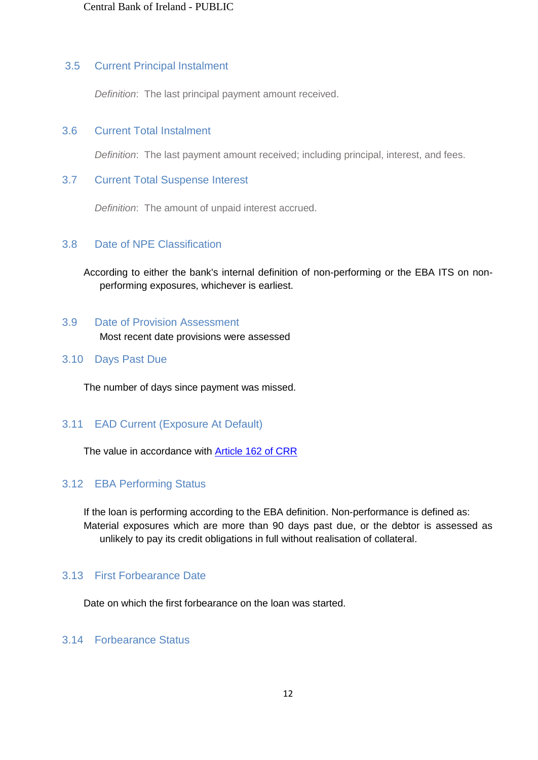### 3.5 Current Principal Instalment

*Definition*: The last principal payment amount received.

### 3.6 Current Total Instalment

*Definition*: The last payment amount received; including principal, interest, and fees.

### 3.7 Current Total Suspense Interest

*Definition*: The amount of unpaid interest accrued.

### 3.8 Date of NPE Classification

According to either the bank's internal definition of non-performing or the EBA ITS on non-performing exposures, whichever is earliest.

### 3.9 Date of Provision Assessment

Most recent date provisions were assessed

### 3.10 Days Past Due

The number of days since payment was missed.

### 3.11 EAD Current (Exposure At Default)

The value in accordance with [Article 162 of CRR]

### 3.12 EBA Performing Status

If the loan is performing according to the EBA definition. Non-performance is defined as: Material exposures which are more than 90 days past due, or the debtor is assessed as unlikely to pay its credit obligations in full without realisation of collateral.

### 3.13 First Forbearance Date

Date on which the first forbearance on the loan was started.

### 3.14 Forbearance Status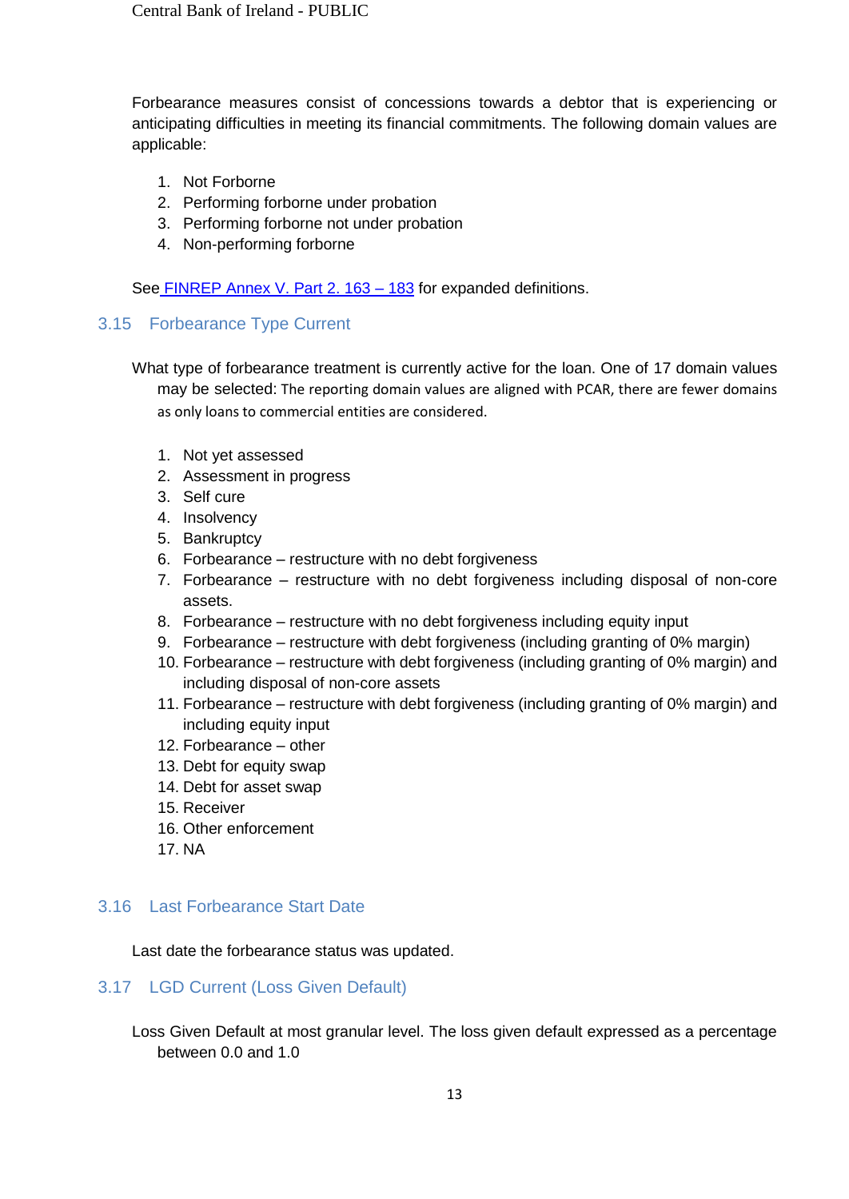Forbearance measures consist of concessions towards a debtor that is experiencing or anticipating difficulties in meeting its financial commitments. The following domain values are applicable:

1. Not Forborne
2. Performing forborne under probation
3. Performing forborne not under probation
4. Non-performing forborne

See [FINREP Annex V. Part 2. 163 – 183]() for expanded definitions.

## 3.15 Forbearance Type Current

What type of forbearance treatment is currently active for the loan. One of 17 domain values may be selected: The reporting domain values are aligned with PCAR, there are fewer domains as only loans to commercial entities are considered.

1. Not yet assessed
2. Assessment in progress
3. Self cure
4. Insolvency
5. Bankruptcy
6. Forbearance – restructure with no debt forgiveness
7. Forbearance – restructure with no debt forgiveness including disposal of non-core assets.
8. Forbearance – restructure with no debt forgiveness including equity input
9. Forbearance – restructure with debt forgiveness (including granting of 0% margin)
10. Forbearance – restructure with debt forgiveness (including granting of 0% margin) and including disposal of non-core assets
11. Forbearance – restructure with debt forgiveness (including granting of 0% margin) and including equity input
12. Forbearance – other
13. Debt for equity swap
14. Debt for asset swap
15. Receiver
16. Other enforcement
17. NA

## 3.16 Last Forbearance Start Date

Last date the forbearance status was updated.

## 3.17 LGD Current (Loss Given Default)

Loss Given Default at most granular level. The loss given default expressed as a percentage between 0.0 and 1.0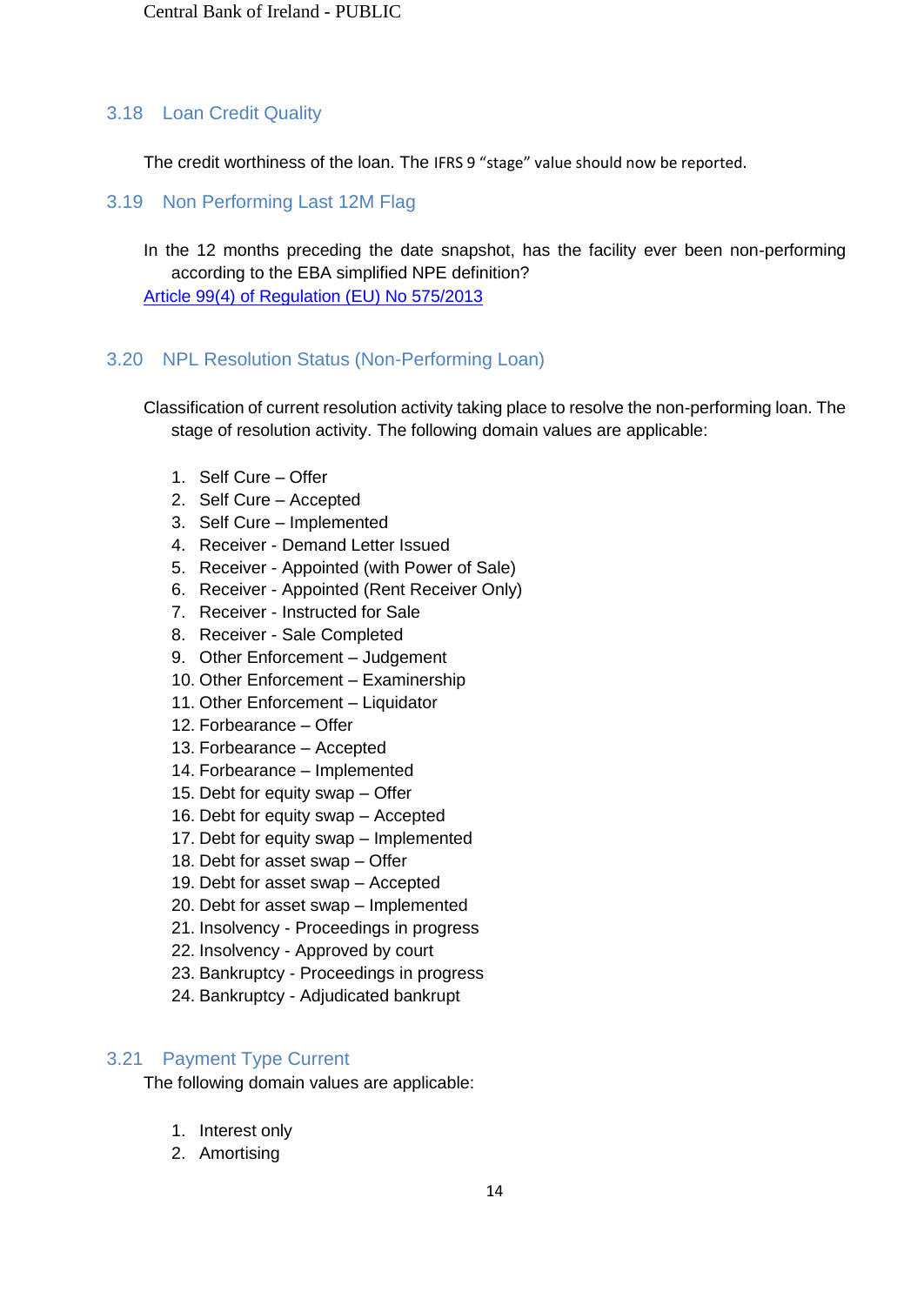### 3.18 Loan Credit Quality

The credit worthiness of the loan. The IFRS 9 "stage" value should now be reported.

### 3.19 Non Performing Last 12M Flag

In the 12 months preceding the date snapshot, has the facility ever been non-performing according to the EBA simplified NPE definition?
[Article 99(4) of Regulation (EU) No 575/2013]()

### 3.20 NPL Resolution Status (Non-Performing Loan)

Classification of current resolution activity taking place to resolve the non-performing loan. The stage of resolution activity. The following domain values are applicable:

1. Self Cure – Offer
2. Self Cure – Accepted
3. Self Cure – Implemented
4. Receiver - Demand Letter Issued
5. Receiver - Appointed (with Power of Sale)
6. Receiver - Appointed (Rent Receiver Only)
7. Receiver - Instructed for Sale
8. Receiver - Sale Completed
9. Other Enforcement – Judgement
10. Other Enforcement – Examinership
11. Other Enforcement – Liquidator
12. Forbearance – Offer
13. Forbearance – Accepted
14. Forbearance – Implemented
15. Debt for equity swap – Offer
16. Debt for equity swap – Accepted
17. Debt for equity swap – Implemented
18. Debt for asset swap – Offer
19. Debt for asset swap – Accepted
20. Debt for asset swap – Implemented
21. Insolvency - Proceedings in progress
22. Insolvency - Approved by court
23. Bankruptcy - Proceedings in progress
24. Bankruptcy - Adjudicated bankrupt

### 3.21 Payment Type Current

The following domain values are applicable:

1. Interest only
2. Amortising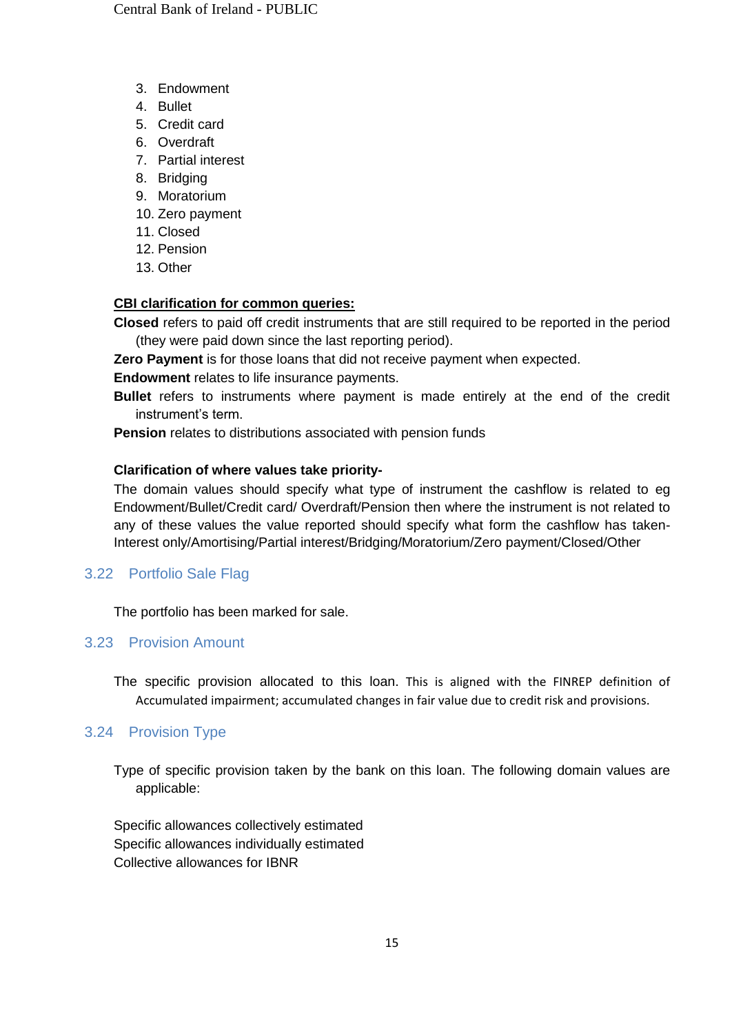3. Endowment
4. Bullet
5. Credit card
6. Overdraft
7. Partial interest
8. Bridging
9. Moratorium
10. Zero payment
11. Closed
12. Pension
13. Other

**CBI clarification for common queries:**

**Closed** refers to paid off credit instruments that are still required to be reported in the period (they were paid down since the last reporting period).

**Zero Payment** is for those loans that did not receive payment when expected.

**Endowment** relates to life insurance payments.

**Bullet** refers to instruments where payment is made entirely at the end of the credit instrument's term.

**Pension** relates to distributions associated with pension funds

**Clarification of where values take priority-**

The domain values should specify what type of instrument the cashflow is related to eg Endowment/Bullet/Credit card/ Overdraft/Pension then where the instrument is not related to any of these values the value reported should specify what form the cashflow has taken- Interest only/Amortising/Partial interest/Bridging/Moratorium/Zero payment/Closed/Other

## 3.22 Portfolio Sale Flag

The portfolio has been marked for sale.

## 3.23 Provision Amount

The specific provision allocated to this loan. This is aligned with the FINREP definition of Accumulated impairment; accumulated changes in fair value due to credit risk and provisions.

## 3.24 Provision Type

Type of specific provision taken by the bank on this loan. The following domain values are applicable:

Specific allowances collectively estimated
Specific allowances individually estimated
Collective allowances for IBNR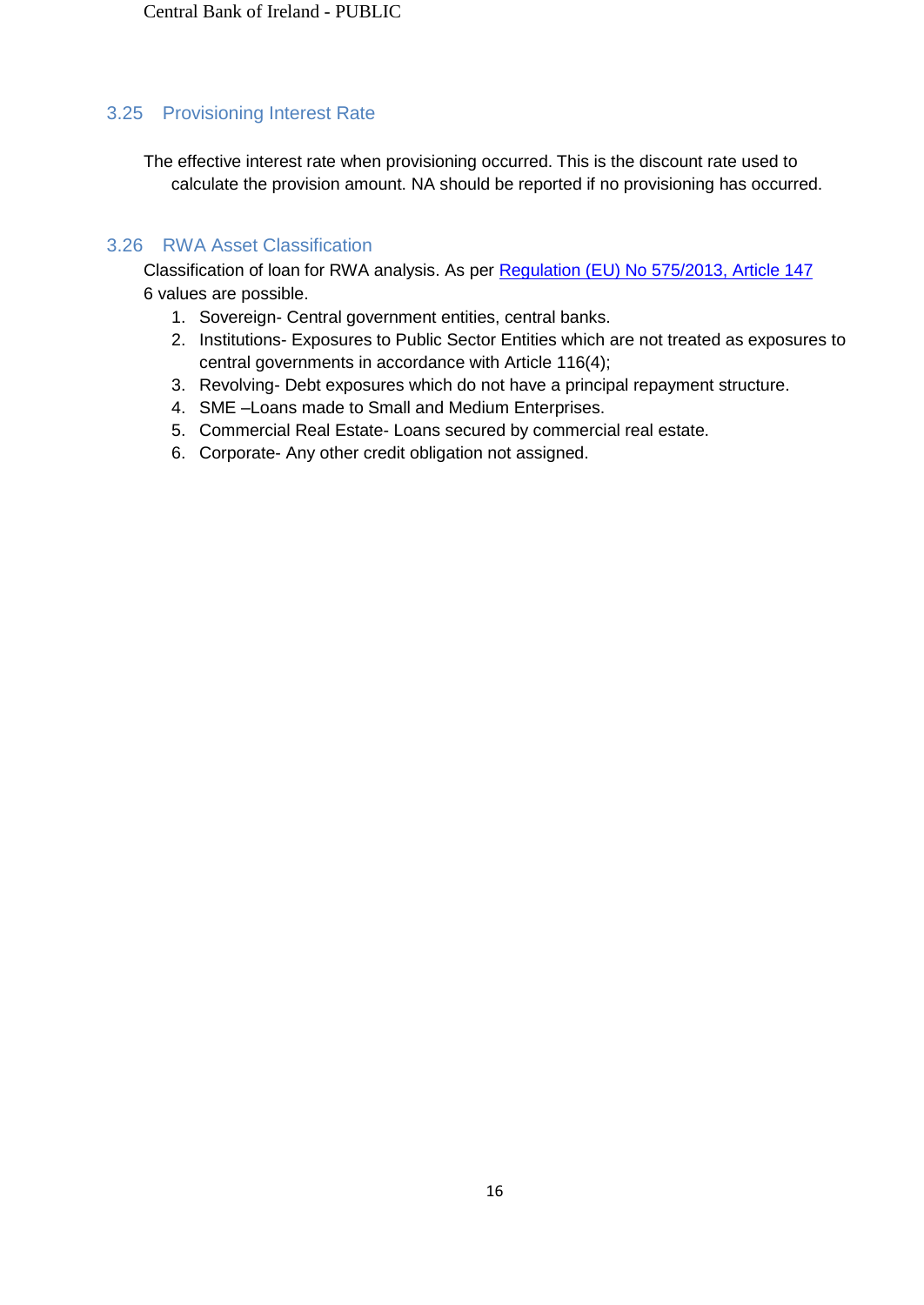## 3.25 Provisioning Interest Rate

The effective interest rate when provisioning occurred. This is the discount rate used to calculate the provision amount. NA should be reported if no provisioning has occurred.

## 3.26 RWA Asset Classification

Classification of loan for RWA analysis. As per [Regulation (EU) No 575/2013, Article 147]
6 values are possible.

1. Sovereign- Central government entities, central banks.
2. Institutions- Exposures to Public Sector Entities which are not treated as exposures to central governments in accordance with Article 116(4);
3. Revolving- Debt exposures which do not have a principal repayment structure.
4. SME –Loans made to Small and Medium Enterprises.
5. Commercial Real Estate- Loans secured by commercial real estate.
6. Corporate- Any other credit obligation not assigned.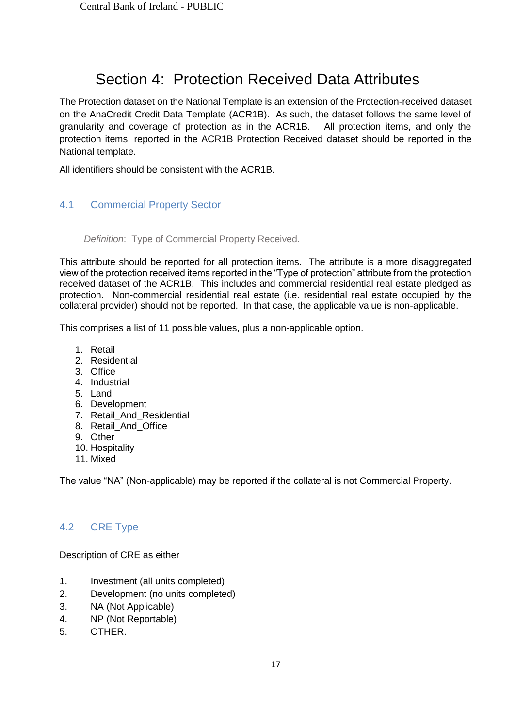# Section 4: Protection Received Data Attributes

The Protection dataset on the National Template is an extension of the Protection-received dataset on the AnaCredit Credit Data Template (ACR1B). As such, the dataset follows the same level of granularity and coverage of protection as in the ACR1B. All protection items, and only the protection items, reported in the ACR1B Protection Received dataset should be reported in the National template.

All identifiers should be consistent with the ACR1B.

## 4.1 Commercial Property Sector

*Definition*: Type of Commercial Property Received.

This attribute should be reported for all protection items. The attribute is a more disaggregated view of the protection received items reported in the "Type of protection" attribute from the protection received dataset of the ACR1B. This includes and commercial residential real estate pledged as protection. Non-commercial residential real estate (i.e. residential real estate occupied by the collateral provider) should not be reported. In that case, the applicable value is non-applicable.

This comprises a list of 11 possible values, plus a non-applicable option.

1. Retail
2. Residential
3. Office
4. Industrial
5. Land
6. Development
7. Retail_And_Residential
8. Retail_And_Office
9. Other
10. Hospitality
11. Mixed

The value "NA" (Non-applicable) may be reported if the collateral is not Commercial Property.

## 4.2 CRE Type

Description of CRE as either

1. Investment (all units completed)
2. Development (no units completed)
3. NA (Not Applicable)
4. NP (Not Reportable)
5. OTHER.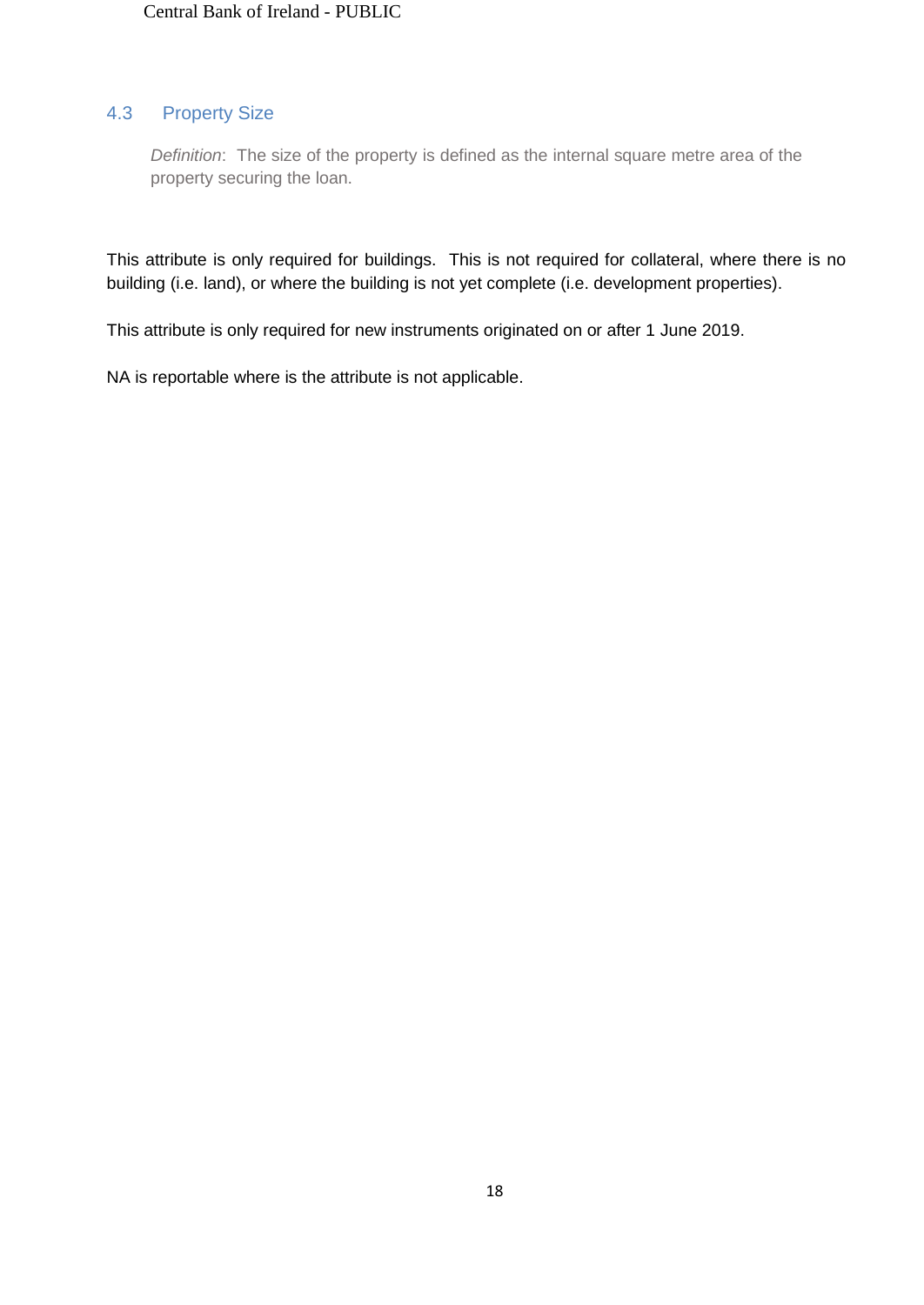## 4.3 Property Size

*Definition*: The size of the property is defined as the internal square metre area of the property securing the loan.

This attribute is only required for buildings. This is not required for collateral, where there is no building (i.e. land), or where the building is not yet complete (i.e. development properties).

This attribute is only required for new instruments originated on or after 1 June 2019.

NA is reportable where is the attribute is not applicable.